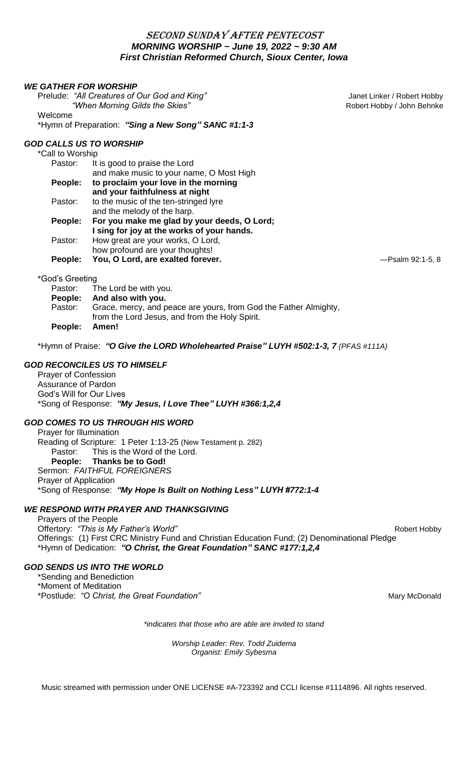# SECOND SUNDAY AFTER PENTECOST
## *MORNING WORSHIP ~ June 19, 2022 ~ 9:30 AM*
## *First Christian Reformed Church, Sioux Center, Iowa*

### *WE GATHER FOR WORSHIP*

Prelude: *"All Creatures of Our God and King"* — Janet Linker / Robert Hobby
*"When Morning Gilds the Skies"* — Robert Hobby / John Behnke

Welcome

*Hymn of Preparation: ***"Sing a New Song" SANC #1:1-3***

### *GOD CALLS US TO WORSHIP*

*Call to Worship

Pastor: It is good to praise the Lord
and make music to your name, O Most High

**People: to proclaim your love in the morning
and your faithfulness at night**

Pastor: to the music of the ten-stringed lyre
and the melody of the harp.

**People: For you make me glad by your deeds, O Lord;
I sing for joy at the works of your hands.**

Pastor: How great are your works, O Lord,
how profound are your thoughts!

**People: You, O Lord, are exalted forever.** —Psalm 92:1-5, 8

*God's Greeting

Pastor: The Lord be with you.

**People: And also with you.**

Pastor: Grace, mercy, and peace are yours, from God the Father Almighty,
from the Lord Jesus, and from the Holy Spirit.

**People: Amen!**

*Hymn of Praise: ***"O Give the LORD Wholehearted Praise" LUYH #502:1-3, 7*** *(PFAS #111A)*

### *GOD RECONCILES US TO HIMSELF*

Prayer of Confession
Assurance of Pardon
God's Will for Our Lives
*Song of Response: ***"My Jesus, I Love Thee" LUYH #366:1,2,4***

### *GOD COMES TO US THROUGH HIS WORD*

Prayer for Illumination
Reading of Scripture: 1 Peter 1:13-25 (New Testament p. 282)

Pastor: This is the Word of the Lord.

**People: Thanks be to God!**

Sermon: *FAITHFUL FOREIGNERS*
Prayer of Application
*Song of Response: ***"My Hope Is Built on Nothing Less" LUYH #772:1-4***

### *WE RESPOND WITH PRAYER AND THANKSGIVING*

Prayers of the People
Offertory: *"This is My Father's World"* — Robert Hobby
Offerings: (1) First CRC Ministry Fund and Christian Education Fund; (2) Denominational Pledge
*Hymn of Dedication: ***"O Christ, the Great Foundation" SANC #177:1,2,4***

### *GOD SENDS US INTO THE WORLD*

*Sending and Benediction
*Moment of Meditation
*Postlude: *"O Christ, the Great Foundation"* — Mary McDonald

*\*indicates that those who are able are invited to stand*

*Worship Leader: Rev. Todd Zuidema*
*Organist: Emily Sybesma*

Music streamed with permission under ONE LICENSE #A-723392 and CCLI license #1114896. All rights reserved.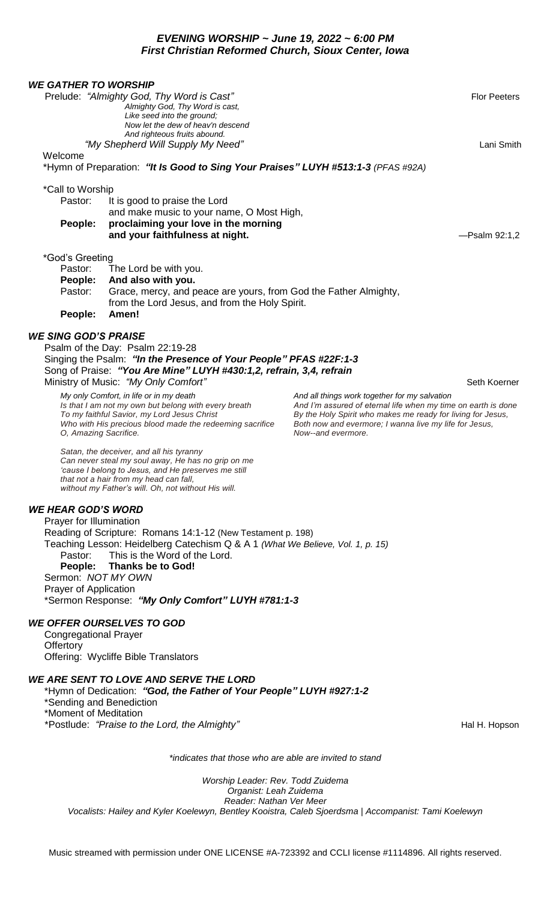***EVENING WORSHIP ~ June 19, 2022 ~ 6:00 PM***
***First Christian Reformed Church, Sioux Center, Iowa***

## *WE GATHER TO WORSHIP*

Prelude: *"Almighty God, Thy Word is Cast"* — Flor Peeters

*Almighty God, Thy Word is cast,*
*Like seed into the ground;*
*Now let the dew of heav'n descend*
*And righteous fruits abound.*

*"My Shepherd Will Supply My Need"* — Lani Smith

Welcome

*Hymn of Preparation: ***"It Is Good to Sing Your Praises" LUYH #513:1-3*** *(PFAS #92A)*

*Call to Worship

Pastor: It is good to praise the Lord
and make music to your name, O Most High,
**People: proclaiming your love in the morning
and your faithfulness at night.** —Psalm 92:1,2

*God's Greeting

Pastor: The Lord be with you.
**People: And also with you.**
Pastor: Grace, mercy, and peace are yours, from God the Father Almighty,
from the Lord Jesus, and from the Holy Spirit.
**People: Amen!**

## *WE SING GOD'S PRAISE*

Psalm of the Day: Psalm 22:19-28
Singing the Psalm: ***"In the Presence of Your People" PFAS #22F:1-3***
Song of Praise: ***"You Are Mine" LUYH #430:1,2, refrain, 3,4, refrain***
Ministry of Music: *"My Only Comfort"* — Seth Koerner

*My only Comfort, in life or in my death*
*Is that I am not my own but belong with every breath*
*To my faithful Savior, my Lord Jesus Christ*
*Who with His precious blood made the redeeming sacrifice*
*O, Amazing Sacrifice.*

*Satan, the deceiver, and all his tyranny*
*Can never steal my soul away, He has no grip on me*
*'cause I belong to Jesus, and He preserves me still*
*that not a hair from my head can fall,*
*without my Father's will. Oh, not without His will.*

*And all things work together for my salvation*
*And I'm assured of eternal life when my time on earth is done*
*By the Holy Spirit who makes me ready for living for Jesus,*
*Both now and evermore; I wanna live my life for Jesus,*
*Now--and evermore.*

## *WE HEAR GOD'S WORD*

Prayer for Illumination
Reading of Scripture: Romans 14:1-12 (New Testament p. 198)
Teaching Lesson: Heidelberg Catechism Q & A 1 *(What We Believe, Vol. 1, p. 15)*
Pastor: This is the Word of the Lord.
**People: Thanks be to God!**
Sermon: *NOT MY OWN*
Prayer of Application
*Sermon Response: ***"My Only Comfort" LUYH #781:1-3***

## *WE OFFER OURSELVES TO GOD*

Congregational Prayer
Offertory
Offering: Wycliffe Bible Translators

## *WE ARE SENT TO LOVE AND SERVE THE LORD*

*Hymn of Dedication: ***"God, the Father of Your People" LUYH #927:1-2***
*Sending and Benediction
*Moment of Meditation
*Postlude: *"Praise to the Lord, the Almighty"* — Hal H. Hopson

**indicates that those who are able are invited to stand*

*Worship Leader: Rev. Todd Zuidema*
*Organist: Leah Zuidema*
*Reader: Nathan Ver Meer*
*Vocalists: Hailey and Kyler Koelewyn, Bentley Kooistra, Caleb Sjoerdsma | Accompanist: Tami Koelewyn*

Music streamed with permission under ONE LICENSE #A-723392 and CCLI license #1114896. All rights reserved.